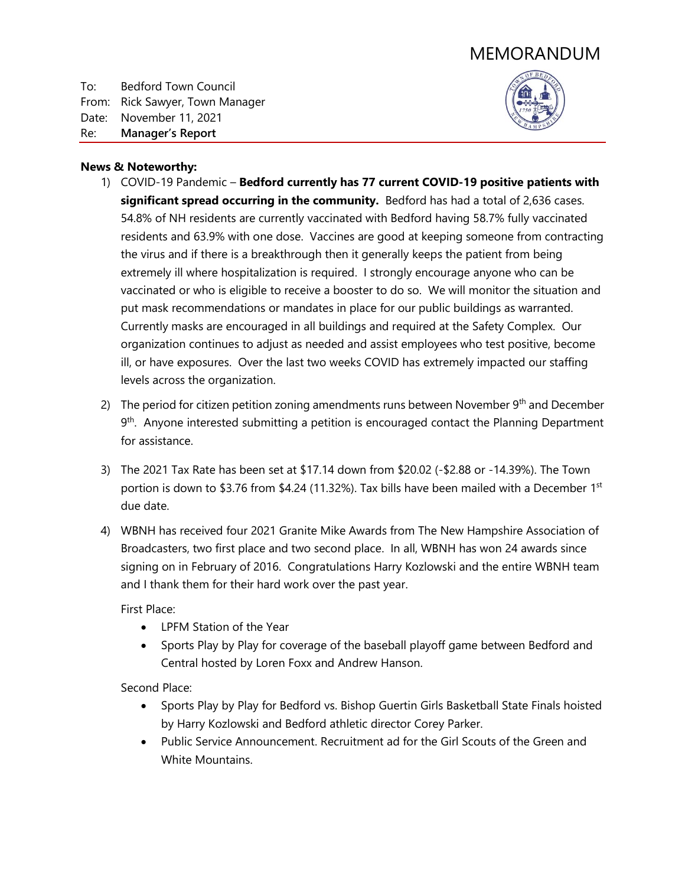# MEMORANDUM

To: Bedford Town Council
From: Rick Sawyer, Town Manager
Date: November 11, 2021
Re: **Manager's Report**

**News & Noteworthy:**

1) COVID-19 Pandemic – **Bedford currently has 77 current COVID-19 positive patients with significant spread occurring in the community.** Bedford has had a total of 2,636 cases. 54.8% of NH residents are currently vaccinated with Bedford having 58.7% fully vaccinated residents and 63.9% with one dose. Vaccines are good at keeping someone from contracting the virus and if there is a breakthrough then it generally keeps the patient from being extremely ill where hospitalization is required. I strongly encourage anyone who can be vaccinated or who is eligible to receive a booster to do so. We will monitor the situation and put mask recommendations or mandates in place for our public buildings as warranted. Currently masks are encouraged in all buildings and required at the Safety Complex. Our organization continues to adjust as needed and assist employees who test positive, become ill, or have exposures. Over the last two weeks COVID has extremely impacted our staffing levels across the organization.

2) The period for citizen petition zoning amendments runs between November 9th and December 9th. Anyone interested submitting a petition is encouraged contact the Planning Department for assistance.

3) The 2021 Tax Rate has been set at $17.14 down from $20.02 (-$2.88 or -14.39%). The Town portion is down to $3.76 from $4.24 (11.32%). Tax bills have been mailed with a December 1st due date.

4) WBNH has received four 2021 Granite Mike Awards from The New Hampshire Association of Broadcasters, two first place and two second place. In all, WBNH has won 24 awards since signing on in February of 2016. Congratulations Harry Kozlowski and the entire WBNH team and I thank them for their hard work over the past year.

   First Place:

   - LPFM Station of the Year
   - Sports Play by Play for coverage of the baseball playoff game between Bedford and Central hosted by Loren Foxx and Andrew Hanson.

   Second Place:

   - Sports Play by Play for Bedford vs. Bishop Guertin Girls Basketball State Finals hoisted by Harry Kozlowski and Bedford athletic director Corey Parker.
   - Public Service Announcement. Recruitment ad for the Girl Scouts of the Green and White Mountains.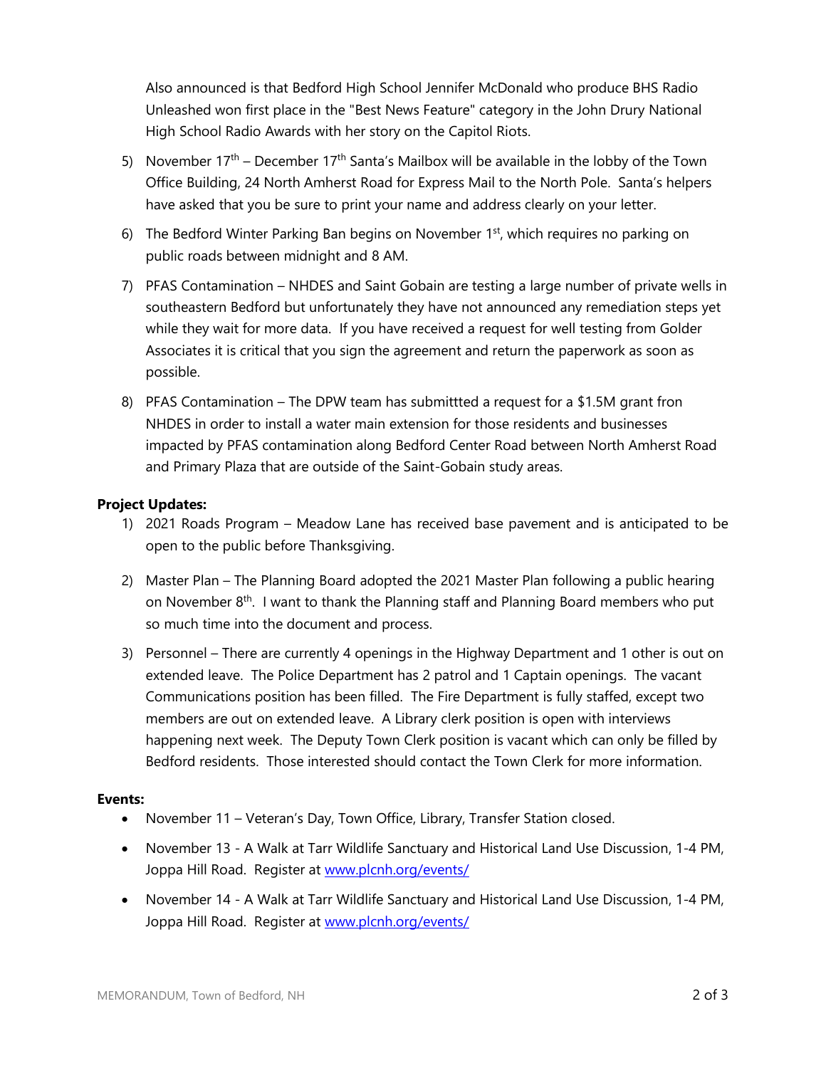Also announced is that Bedford High School Jennifer McDonald who produce BHS Radio Unleashed won first place in the "Best News Feature" category in the John Drury National High School Radio Awards with her story on the Capitol Riots.

5) November 17th – December 17th Santa's Mailbox will be available in the lobby of the Town Office Building, 24 North Amherst Road for Express Mail to the North Pole. Santa's helpers have asked that you be sure to print your name and address clearly on your letter.

6) The Bedford Winter Parking Ban begins on November 1st, which requires no parking on public roads between midnight and 8 AM.

7) PFAS Contamination – NHDES and Saint Gobain are testing a large number of private wells in southeastern Bedford but unfortunately they have not announced any remediation steps yet while they wait for more data. If you have received a request for well testing from Golder Associates it is critical that you sign the agreement and return the paperwork as soon as possible.

8) PFAS Contamination – The DPW team has submittted a request for a $1.5M grant fron NHDES in order to install a water main extension for those residents and businesses impacted by PFAS contamination along Bedford Center Road between North Amherst Road and Primary Plaza that are outside of the Saint-Gobain study areas.

**Project Updates:**

1) 2021 Roads Program – Meadow Lane has received base pavement and is anticipated to be open to the public before Thanksgiving.

2) Master Plan – The Planning Board adopted the 2021 Master Plan following a public hearing on November 8th. I want to thank the Planning staff and Planning Board members who put so much time into the document and process.

3) Personnel – There are currently 4 openings in the Highway Department and 1 other is out on extended leave. The Police Department has 2 patrol and 1 Captain openings. The vacant Communications position has been filled. The Fire Department is fully staffed, except two members are out on extended leave. A Library clerk position is open with interviews happening next week. The Deputy Town Clerk position is vacant which can only be filled by Bedford residents. Those interested should contact the Town Clerk for more information.

**Events:**

- November 11 – Veteran's Day, Town Office, Library, Transfer Station closed.
- November 13 - A Walk at Tarr Wildlife Sanctuary and Historical Land Use Discussion, 1-4 PM, Joppa Hill Road. Register at www.plcnh.org/events/
- November 14 - A Walk at Tarr Wildlife Sanctuary and Historical Land Use Discussion, 1-4 PM, Joppa Hill Road. Register at www.plcnh.org/events/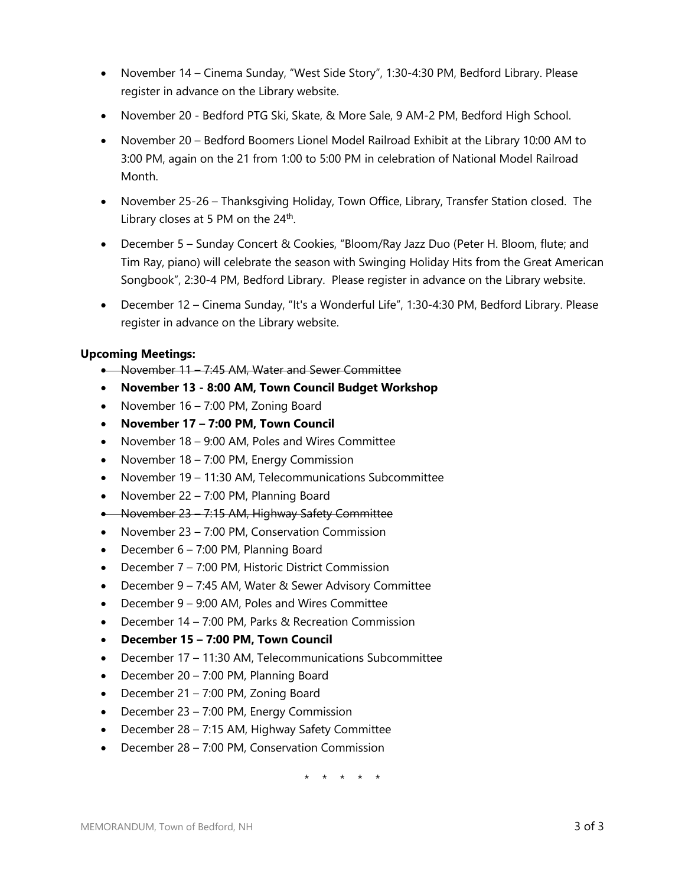- November 14 – Cinema Sunday, "West Side Story", 1:30-4:30 PM, Bedford Library. Please register in advance on the Library website.
- November 20 - Bedford PTG Ski, Skate, & More Sale, 9 AM-2 PM, Bedford High School.
- November 20 – Bedford Boomers Lionel Model Railroad Exhibit at the Library 10:00 AM to 3:00 PM, again on the 21 from 1:00 to 5:00 PM in celebration of National Model Railroad Month.
- November 25-26 – Thanksgiving Holiday, Town Office, Library, Transfer Station closed. The Library closes at 5 PM on the 24th.
- December 5 – Sunday Concert & Cookies, "Bloom/Ray Jazz Duo (Peter H. Bloom, flute; and Tim Ray, piano) will celebrate the season with Swinging Holiday Hits from the Great American Songbook", 2:30-4 PM, Bedford Library. Please register in advance on the Library website.
- December 12 – Cinema Sunday, "It's a Wonderful Life", 1:30-4:30 PM, Bedford Library. Please register in advance on the Library website.

**Upcoming Meetings:**

- ~~November 11 – 7:45 AM, Water and Sewer Committee~~
- **November 13 - 8:00 AM, Town Council Budget Workshop**
- November 16 – 7:00 PM, Zoning Board
- **November 17 – 7:00 PM, Town Council**
- November 18 – 9:00 AM, Poles and Wires Committee
- November 18 – 7:00 PM, Energy Commission
- November 19 – 11:30 AM, Telecommunications Subcommittee
- November 22 – 7:00 PM, Planning Board
- ~~November 23 – 7:15 AM, Highway Safety Committee~~
- November 23 – 7:00 PM, Conservation Commission
- December 6 – 7:00 PM, Planning Board
- December 7 – 7:00 PM, Historic District Commission
- December 9 – 7:45 AM, Water & Sewer Advisory Committee
- December 9 – 9:00 AM, Poles and Wires Committee
- December 14 – 7:00 PM, Parks & Recreation Commission
- **December 15 – 7:00 PM, Town Council**
- December 17 – 11:30 AM, Telecommunications Subcommittee
- December 20 – 7:00 PM, Planning Board
- December 21 – 7:00 PM, Zoning Board
- December 23 – 7:00 PM, Energy Commission
- December 28 – 7:15 AM, Highway Safety Committee
- December 28 – 7:00 PM, Conservation Commission

\* \* \* \* \*